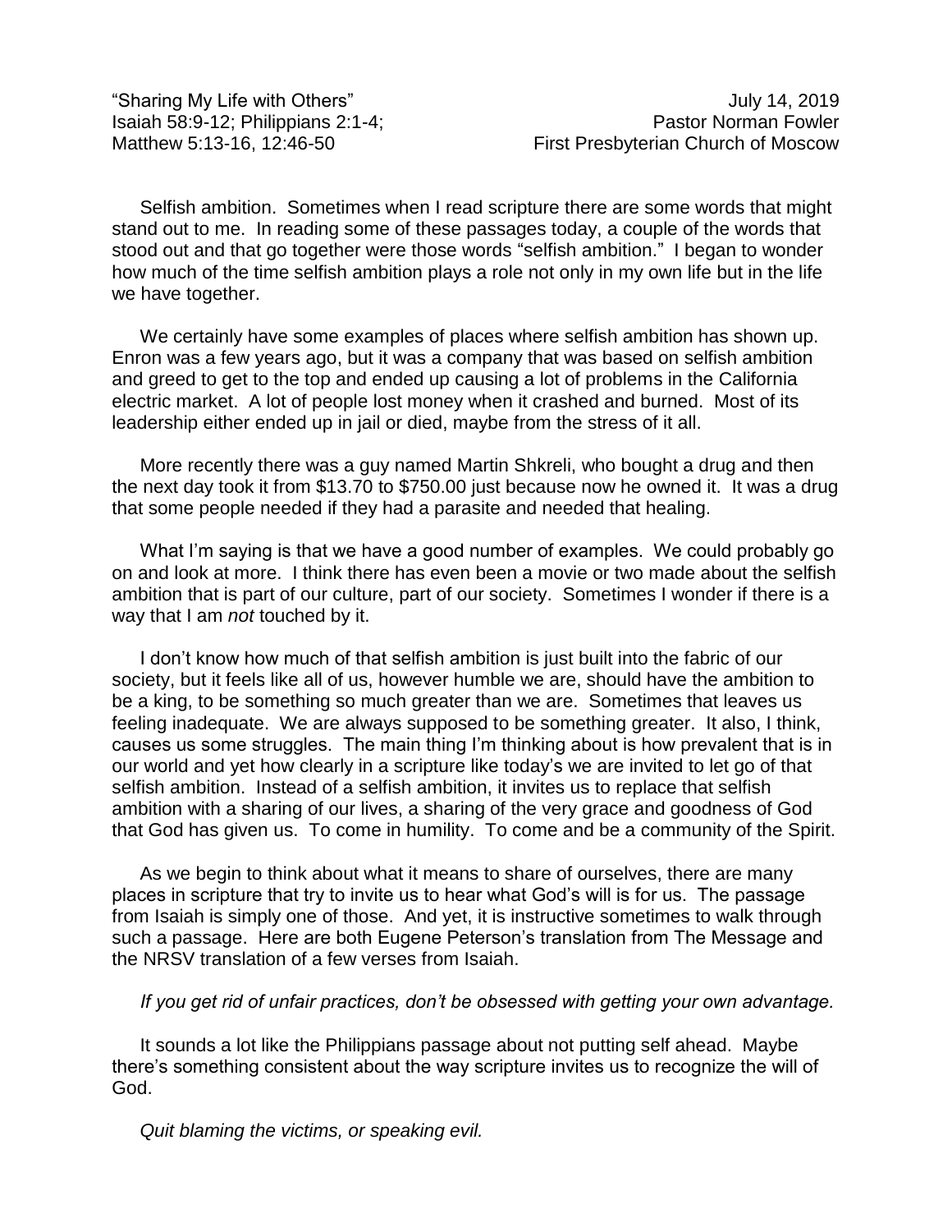“Sharing My Life with Others”  
Isaiah 58:9-12; Philippians 2:1-4;  
Matthew 5:13-16, 12:46-50

July 14, 2019  
Pastor Norman Fowler  
First Presbyterian Church of Moscow

Selfish ambition. Sometimes when I read scripture there are some words that might stand out to me. In reading some of these passages today, a couple of the words that stood out and that go together were those words “selfish ambition.” I began to wonder how much of the time selfish ambition plays a role not only in my own life but in the life we have together.

We certainly have some examples of places where selfish ambition has shown up. Enron was a few years ago, but it was a company that was based on selfish ambition and greed to get to the top and ended up causing a lot of problems in the California electric market. A lot of people lost money when it crashed and burned. Most of its leadership either ended up in jail or died, maybe from the stress of it all.

More recently there was a guy named Martin Shkreli, who bought a drug and then the next day took it from $13.70 to $750.00 just because now he owned it. It was a drug that some people needed if they had a parasite and needed that healing.

What I’m saying is that we have a good number of examples. We could probably go on and look at more. I think there has even been a movie or two made about the selfish ambition that is part of our culture, part of our society. Sometimes I wonder if there is a way that I am *not* touched by it.

I don’t know how much of that selfish ambition is just built into the fabric of our society, but it feels like all of us, however humble we are, should have the ambition to be a king, to be something so much greater than we are. Sometimes that leaves us feeling inadequate. We are always supposed to be something greater. It also, I think, causes us some struggles. The main thing I’m thinking about is how prevalent that is in our world and yet how clearly in a scripture like today’s we are invited to let go of that selfish ambition. Instead of a selfish ambition, it invites us to replace that selfish ambition with a sharing of our lives, a sharing of the very grace and goodness of God that God has given us. To come in humility. To come and be a community of the Spirit.

As we begin to think about what it means to share of ourselves, there are many places in scripture that try to invite us to hear what God’s will is for us. The passage from Isaiah is simply one of those. And yet, it is instructive sometimes to walk through such a passage. Here are both Eugene Peterson’s translation from The Message and the NRSV translation of a few verses from Isaiah.

*If you get rid of unfair practices, don’t be obsessed with getting your own advantage.*

It sounds a lot like the Philippians passage about not putting self ahead. Maybe there’s something consistent about the way scripture invites us to recognize the will of God.

*Quit blaming the victims, or speaking evil.*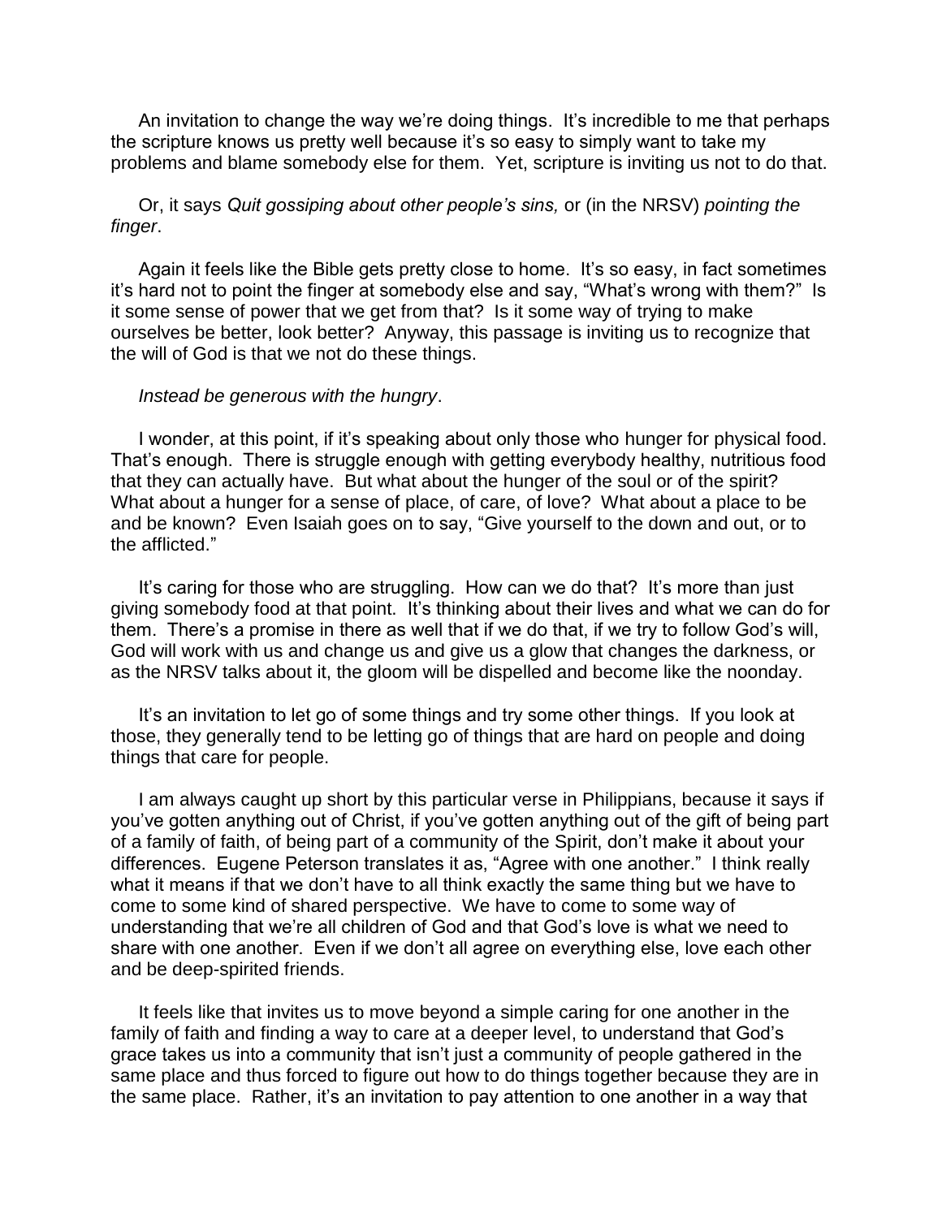An invitation to change the way we're doing things. It's incredible to me that perhaps the scripture knows us pretty well because it's so easy to simply want to take my problems and blame somebody else for them. Yet, scripture is inviting us not to do that.

Or, it says *Quit gossiping about other people's sins,* or (in the NRSV) *pointing the finger*.

Again it feels like the Bible gets pretty close to home. It's so easy, in fact sometimes it's hard not to point the finger at somebody else and say, "What's wrong with them?" Is it some sense of power that we get from that? Is it some way of trying to make ourselves be better, look better? Anyway, this passage is inviting us to recognize that the will of God is that we not do these things.

*Instead be generous with the hungry*.

I wonder, at this point, if it's speaking about only those who hunger for physical food. That's enough. There is struggle enough with getting everybody healthy, nutritious food that they can actually have. But what about the hunger of the soul or of the spirit? What about a hunger for a sense of place, of care, of love? What about a place to be and be known? Even Isaiah goes on to say, "Give yourself to the down and out, or to the afflicted."

It's caring for those who are struggling. How can we do that? It's more than just giving somebody food at that point. It's thinking about their lives and what we can do for them. There's a promise in there as well that if we do that, if we try to follow God's will, God will work with us and change us and give us a glow that changes the darkness, or as the NRSV talks about it, the gloom will be dispelled and become like the noonday.

It's an invitation to let go of some things and try some other things. If you look at those, they generally tend to be letting go of things that are hard on people and doing things that care for people.

I am always caught up short by this particular verse in Philippians, because it says if you've gotten anything out of Christ, if you've gotten anything out of the gift of being part of a family of faith, of being part of a community of the Spirit, don't make it about your differences. Eugene Peterson translates it as, "Agree with one another." I think really what it means if that we don't have to all think exactly the same thing but we have to come to some kind of shared perspective. We have to come to some way of understanding that we're all children of God and that God's love is what we need to share with one another. Even if we don't all agree on everything else, love each other and be deep-spirited friends.

It feels like that invites us to move beyond a simple caring for one another in the family of faith and finding a way to care at a deeper level, to understand that God's grace takes us into a community that isn't just a community of people gathered in the same place and thus forced to figure out how to do things together because they are in the same place. Rather, it's an invitation to pay attention to one another in a way that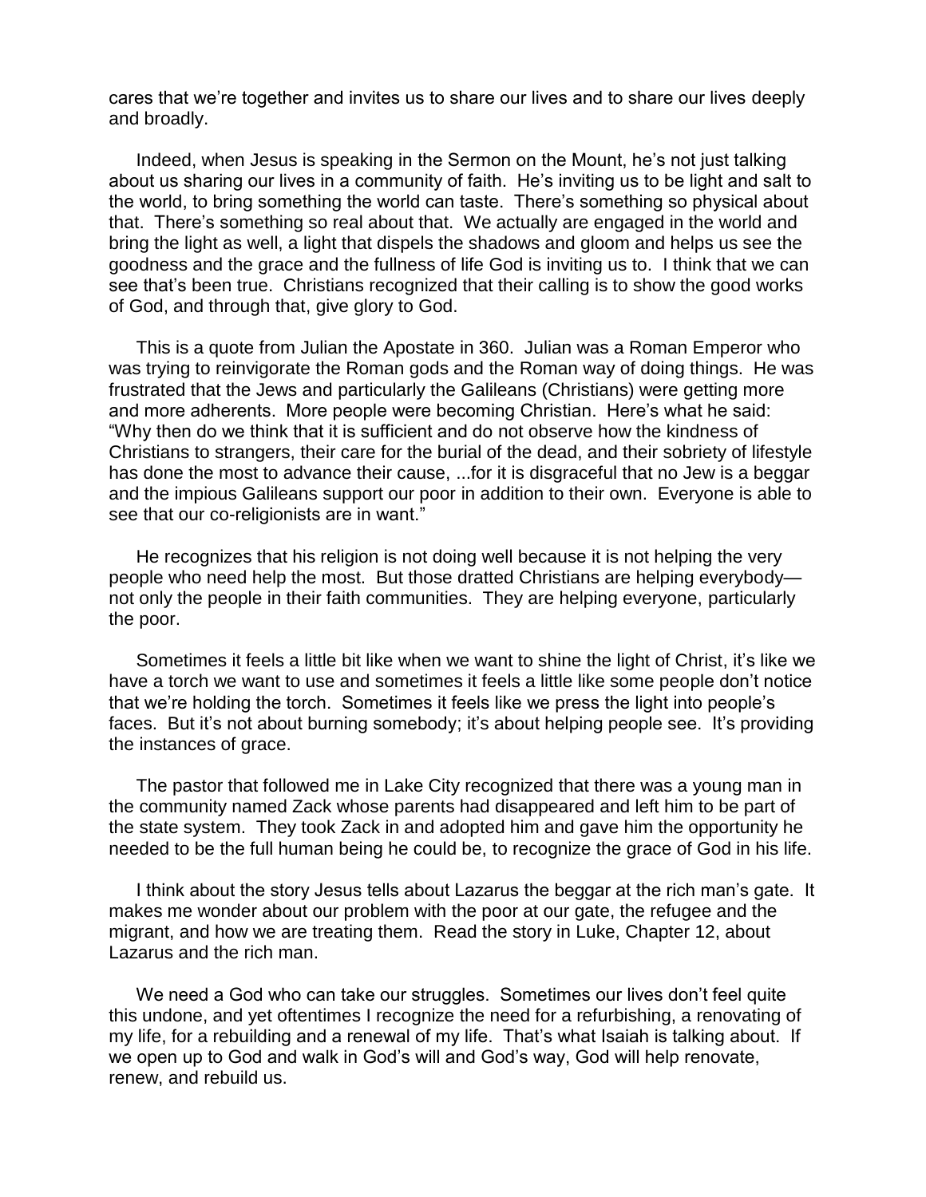cares that we're together and invites us to share our lives and to share our lives deeply and broadly.

Indeed, when Jesus is speaking in the Sermon on the Mount, he's not just talking about us sharing our lives in a community of faith. He's inviting us to be light and salt to the world, to bring something the world can taste. There's something so physical about that. There's something so real about that. We actually are engaged in the world and bring the light as well, a light that dispels the shadows and gloom and helps us see the goodness and the grace and the fullness of life God is inviting us to. I think that we can see that's been true. Christians recognized that their calling is to show the good works of God, and through that, give glory to God.

This is a quote from Julian the Apostate in 360. Julian was a Roman Emperor who was trying to reinvigorate the Roman gods and the Roman way of doing things. He was frustrated that the Jews and particularly the Galileans (Christians) were getting more and more adherents. More people were becoming Christian. Here's what he said: "Why then do we think that it is sufficient and do not observe how the kindness of Christians to strangers, their care for the burial of the dead, and their sobriety of lifestyle has done the most to advance their cause, ...for it is disgraceful that no Jew is a beggar and the impious Galileans support our poor in addition to their own. Everyone is able to see that our co-religionists are in want."

He recognizes that his religion is not doing well because it is not helping the very people who need help the most. But those dratted Christians are helping everybody—not only the people in their faith communities. They are helping everyone, particularly the poor.

Sometimes it feels a little bit like when we want to shine the light of Christ, it's like we have a torch we want to use and sometimes it feels a little like some people don't notice that we're holding the torch. Sometimes it feels like we press the light into people's faces. But it's not about burning somebody; it's about helping people see. It's providing the instances of grace.

The pastor that followed me in Lake City recognized that there was a young man in the community named Zack whose parents had disappeared and left him to be part of the state system. They took Zack in and adopted him and gave him the opportunity he needed to be the full human being he could be, to recognize the grace of God in his life.

I think about the story Jesus tells about Lazarus the beggar at the rich man's gate. It makes me wonder about our problem with the poor at our gate, the refugee and the migrant, and how we are treating them. Read the story in Luke, Chapter 12, about Lazarus and the rich man.

We need a God who can take our struggles. Sometimes our lives don't feel quite this undone, and yet oftentimes I recognize the need for a refurbishing, a renovating of my life, for a rebuilding and a renewal of my life. That's what Isaiah is talking about. If we open up to God and walk in God's will and God's way, God will help renovate, renew, and rebuild us.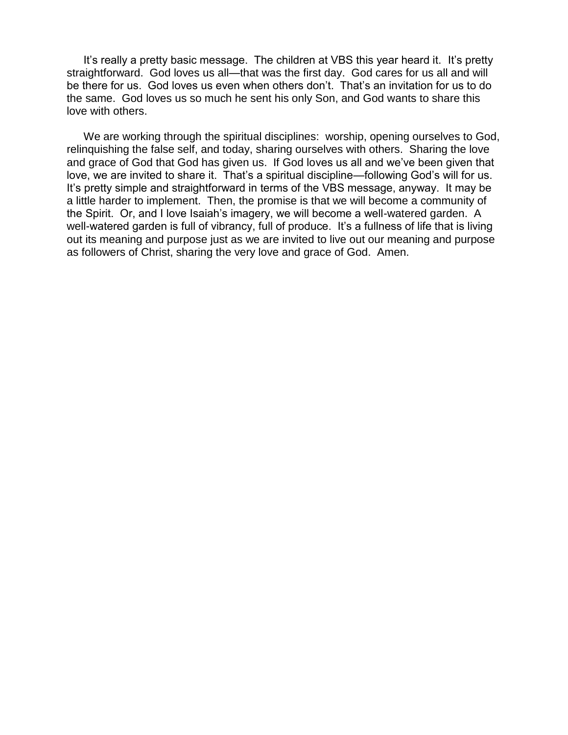It's really a pretty basic message. The children at VBS this year heard it. It's pretty straightforward. God loves us all—that was the first day. God cares for us all and will be there for us. God loves us even when others don't. That's an invitation for us to do the same. God loves us so much he sent his only Son, and God wants to share this love with others.

We are working through the spiritual disciplines: worship, opening ourselves to God, relinquishing the false self, and today, sharing ourselves with others. Sharing the love and grace of God that God has given us. If God loves us all and we've been given that love, we are invited to share it. That's a spiritual discipline—following God's will for us. It's pretty simple and straightforward in terms of the VBS message, anyway. It may be a little harder to implement. Then, the promise is that we will become a community of the Spirit. Or, and I love Isaiah's imagery, we will become a well-watered garden. A well-watered garden is full of vibrancy, full of produce. It's a fullness of life that is living out its meaning and purpose just as we are invited to live out our meaning and purpose as followers of Christ, sharing the very love and grace of God. Amen.